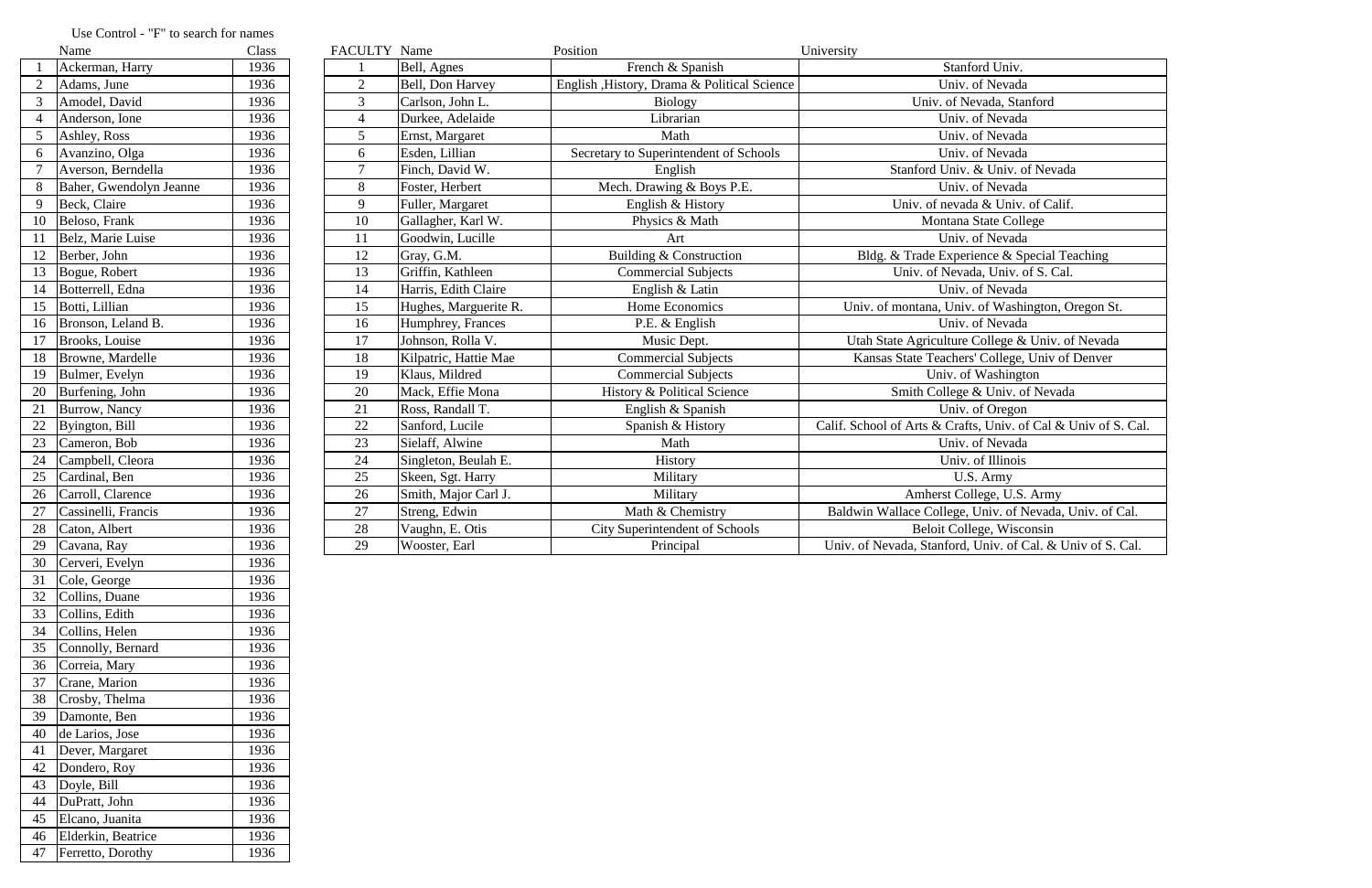Use Control - "F" to search for names

| | Name | Class |
|---|---|---|
| 1 | Ackerman, Harry | 1936 |
| 2 | Adams, June | 1936 |
| 3 | Amodel, David | 1936 |
| 4 | Anderson, Ione | 1936 |
| 5 | Ashley, Ross | 1936 |
| 6 | Avanzino, Olga | 1936 |
| 7 | Averson, Berndella | 1936 |
| 8 | Baher, Gwendolyn Jeanne | 1936 |
| 9 | Beck, Claire | 1936 |
| 10 | Beloso, Frank | 1936 |
| 11 | Belz, Marie Luise | 1936 |
| 12 | Berber, John | 1936 |
| 13 | Bogue, Robert | 1936 |
| 14 | Botterell, Edna | 1936 |
| 15 | Botti, Lillian | 1936 |
| 16 | Bronson, Leland B. | 1936 |
| 17 | Brooks, Louise | 1936 |
| 18 | Browne, Mardelle | 1936 |
| 19 | Bulmer, Evelyn | 1936 |
| 20 | Burfening, John | 1936 |
| 21 | Burrow, Nancy | 1936 |
| 22 | Byington, Bill | 1936 |
| 23 | Cameron, Bob | 1936 |
| 24 | Campbell, Cleora | 1936 |
| 25 | Cardinal, Ben | 1936 |
| 26 | Carroll, Clarence | 1936 |
| 27 | Cassinelli, Francis | 1936 |
| 28 | Caton, Albert | 1936 |
| 29 | Cavana, Ray | 1936 |
| 30 | Cerveri, Evelyn | 1936 |
| 31 | Cole, George | 1936 |
| 32 | Collins, Duane | 1936 |
| 33 | Collins, Edith | 1936 |
| 34 | Collins, Helen | 1936 |
| 35 | Connolly, Bernard | 1936 |
| 36 | Correia, Mary | 1936 |
| 37 | Crane, Marion | 1936 |
| 38 | Crosby, Thelma | 1936 |
| 39 | Damonte, Ben | 1936 |
| 40 | de Larios, Jose | 1936 |
| 41 | Dever, Margaret | 1936 |
| 42 | Dondero, Roy | 1936 |
| 43 | Doyle, Bill | 1936 |
| 44 | DuPratt, John | 1936 |
| 45 | Elcano, Juanita | 1936 |
| 46 | Elderkin, Beatrice | 1936 |
| 47 | Ferretto, Dorothy | 1936 |

| FACULTY | Name | Position | University |
|---|---|---|---|
| 1 | Bell, Agnes | French & Spanish | Stanford Univ. |
| 2 | Bell, Don Harvey | English ,History, Drama & Political Science | Univ. of Nevada |
| 3 | Carlson, John L. | Biology | Univ. of Nevada, Stanford |
| 4 | Durkee, Adelaide | Librarian | Univ. of Nevada |
| 5 | Ernst, Margaret | Math | Univ. of Nevada |
| 6 | Esden, Lillian | Secretary to Superintendent of Schools | Univ. of Nevada |
| 7 | Finch, David W. | English | Stanford Univ. & Univ. of Nevada |
| 8 | Foster, Herbert | Mech. Drawing & Boys P.E. | Univ. of Nevada |
| 9 | Fuller, Margaret | English & History | Univ. of nevada & Univ. of Calif. |
| 10 | Gallagher, Karl W. | Physics & Math | Montana State College |
| 11 | Goodwin, Lucille | Art | Univ. of Nevada |
| 12 | Gray, G.M. | Building & Construction | Bldg. & Trade Experience & Special Teaching |
| 13 | Griffin, Kathleen | Commercial Subjects | Univ. of Nevada, Univ. of S. Cal. |
| 14 | Harris, Edith Claire | English & Latin | Univ. of Nevada |
| 15 | Hughes, Marguerite R. | Home Economics | Univ. of montana, Univ. of Washington, Oregon St. |
| 16 | Humphrey, Frances | P.E. & English | Univ. of Nevada |
| 17 | Johnson, Rolla V. | Music Dept. | Utah State Agriculture College & Univ. of Nevada |
| 18 | Kilpatric, Hattie Mae | Commercial Subjects | Kansas State Teachers' College, Univ of Denver |
| 19 | Klaus, Mildred | Commercial Subjects | Univ. of Washington |
| 20 | Mack, Effie Mona | History & Political Science | Smith College & Univ. of Nevada |
| 21 | Ross, Randall T. | English & Spanish | Univ. of Oregon |
| 22 | Sanford, Lucile | Spanish & History | Calif. School of Arts & Crafts, Univ. of Cal & Univ of S. Cal. |
| 23 | Sielaff, Alwine | Math | Univ. of Nevada |
| 24 | Singleton, Beulah E. | History | Univ. of Illinois |
| 25 | Skeen, Sgt. Harry | Military | U.S. Army |
| 26 | Smith, Major Carl J. | Military | Amherst College, U.S. Army |
| 27 | Streng, Edwin | Math & Chemistry | Baldwin Wallace College, Univ. of Nevada, Univ. of Cal. |
| 28 | Vaughn, E. Otis | City Superintendent of Schools | Beloit College, Wisconsin |
| 29 | Wooster, Earl | Principal | Univ. of Nevada, Stanford, Univ. of Cal. & Univ of S. Cal. |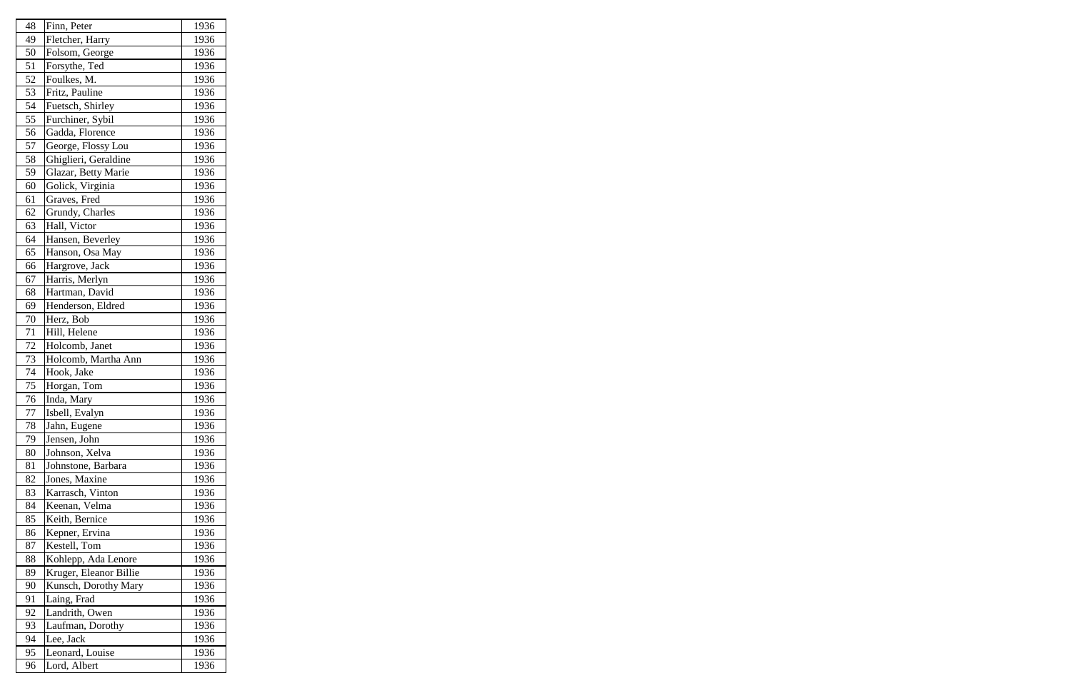| 48 | Finn, Peter | 1936 |
|---|---|---|
| 49 | Fletcher, Harry | 1936 |
| 50 | Folsom, George | 1936 |
| 51 | Forsythe, Ted | 1936 |
| 52 | Foulkes, M. | 1936 |
| 53 | Fritz, Pauline | 1936 |
| 54 | Fuetsch, Shirley | 1936 |
| 55 | Furchiner, Sybil | 1936 |
| 56 | Gadda, Florence | 1936 |
| 57 | George, Flossy Lou | 1936 |
| 58 | Ghiglieri, Geraldine | 1936 |
| 59 | Glazar, Betty Marie | 1936 |
| 60 | Golick, Virginia | 1936 |
| 61 | Graves, Fred | 1936 |
| 62 | Grundy, Charles | 1936 |
| 63 | Hall, Victor | 1936 |
| 64 | Hansen, Beverley | 1936 |
| 65 | Hanson, Osa May | 1936 |
| 66 | Hargrove, Jack | 1936 |
| 67 | Harris, Merlyn | 1936 |
| 68 | Hartman, David | 1936 |
| 69 | Henderson, Eldred | 1936 |
| 70 | Herz, Bob | 1936 |
| 71 | Hill, Helene | 1936 |
| 72 | Holcomb, Janet | 1936 |
| 73 | Holcomb, Martha Ann | 1936 |
| 74 | Hook, Jake | 1936 |
| 75 | Horgan, Tom | 1936 |
| 76 | Inda, Mary | 1936 |
| 77 | Isbell, Evalyn | 1936 |
| 78 | Jahn, Eugene | 1936 |
| 79 | Jensen, John | 1936 |
| 80 | Johnson, Xelva | 1936 |
| 81 | Johnstone, Barbara | 1936 |
| 82 | Jones, Maxine | 1936 |
| 83 | Karrasch, Vinton | 1936 |
| 84 | Keenan, Velma | 1936 |
| 85 | Keith, Bernice | 1936 |
| 86 | Kepner, Ervina | 1936 |
| 87 | Kestell, Tom | 1936 |
| 88 | Kohlepp, Ada Lenore | 1936 |
| 89 | Kruger, Eleanor Billie | 1936 |
| 90 | Kunsch, Dorothy Mary | 1936 |
| 91 | Laing, Frad | 1936 |
| 92 | Landrith, Owen | 1936 |
| 93 | Laufman, Dorothy | 1936 |
| 94 | Lee, Jack | 1936 |
| 95 | Leonard, Louise | 1936 |
| 96 | Lord, Albert | 1936 |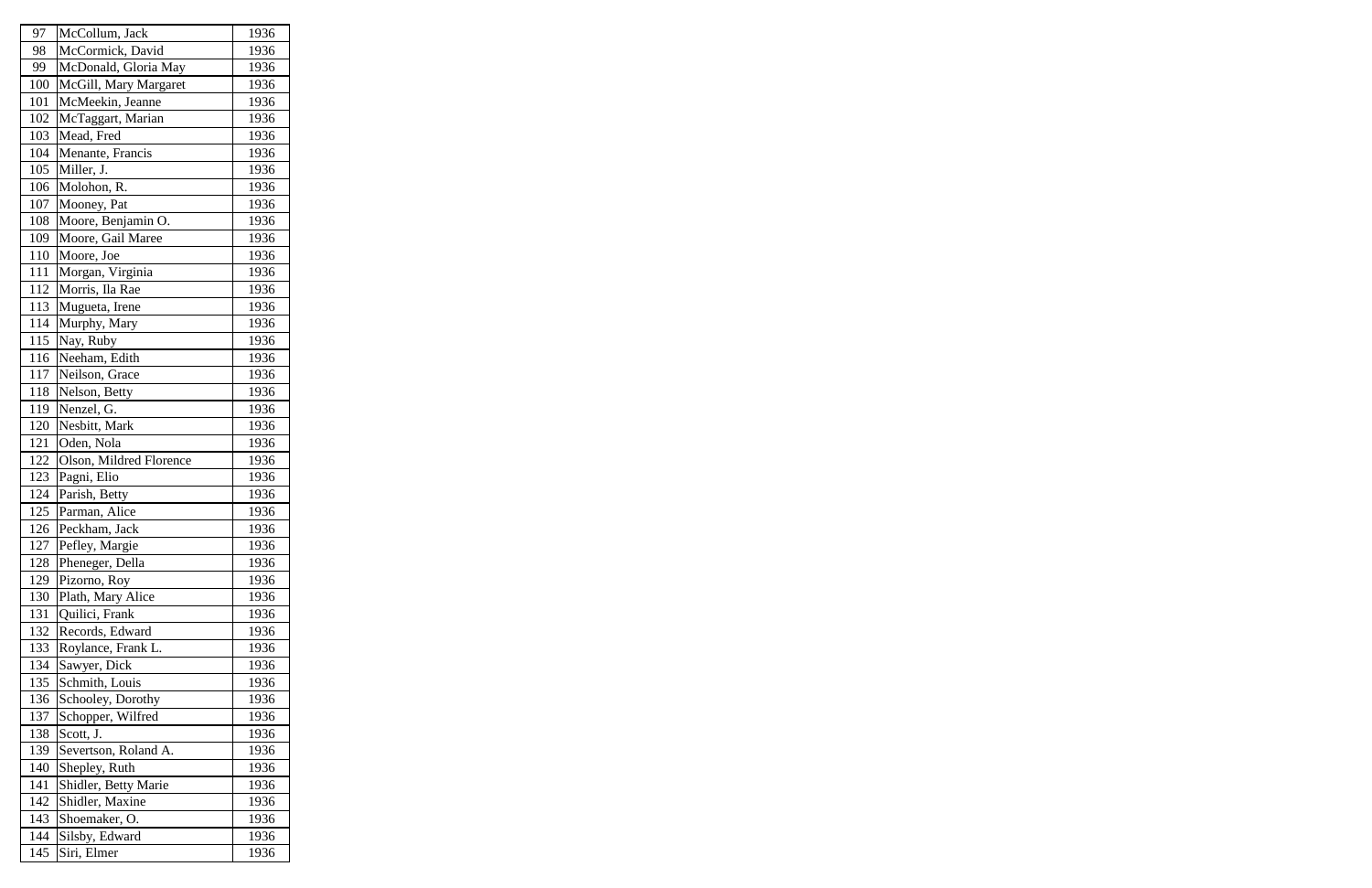| | | |
|---|---|---|
| 97 | McCollum, Jack | 1936 |
| 98 | McCormick, David | 1936 |
| 99 | McDonald, Gloria May | 1936 |
| 100 | McGill, Mary Margaret | 1936 |
| 101 | McMeekin, Jeanne | 1936 |
| 102 | McTaggart, Marian | 1936 |
| 103 | Mead, Fred | 1936 |
| 104 | Menante, Francis | 1936 |
| 105 | Miller, J. | 1936 |
| 106 | Molohon, R. | 1936 |
| 107 | Mooney, Pat | 1936 |
| 108 | Moore, Benjamin O. | 1936 |
| 109 | Moore, Gail Maree | 1936 |
| 110 | Moore, Joe | 1936 |
| 111 | Morgan, Virginia | 1936 |
| 112 | Morris, Ila Rae | 1936 |
| 113 | Mugueta, Irene | 1936 |
| 114 | Murphy, Mary | 1936 |
| 115 | Nay, Ruby | 1936 |
| 116 | Neeham, Edith | 1936 |
| 117 | Neilson, Grace | 1936 |
| 118 | Nelson, Betty | 1936 |
| 119 | Nenzel, G. | 1936 |
| 120 | Nesbitt, Mark | 1936 |
| 121 | Oden, Nola | 1936 |
| 122 | Olson, Mildred Florence | 1936 |
| 123 | Pagni, Elio | 1936 |
| 124 | Parish, Betty | 1936 |
| 125 | Parman, Alice | 1936 |
| 126 | Peckham, Jack | 1936 |
| 127 | Pefley, Margie | 1936 |
| 128 | Pheneger, Della | 1936 |
| 129 | Pizorno, Roy | 1936 |
| 130 | Plath, Mary Alice | 1936 |
| 131 | Quilici, Frank | 1936 |
| 132 | Records, Edward | 1936 |
| 133 | Roylance, Frank L. | 1936 |
| 134 | Sawyer, Dick | 1936 |
| 135 | Schmith, Louis | 1936 |
| 136 | Schooley, Dorothy | 1936 |
| 137 | Schopper, Wilfred | 1936 |
| 138 | Scott, J. | 1936 |
| 139 | Severtson, Roland A. | 1936 |
| 140 | Shepley, Ruth | 1936 |
| 141 | Shidler, Betty Marie | 1936 |
| 142 | Shidler, Maxine | 1936 |
| 143 | Shoemaker, O. | 1936 |
| 144 | Silsby, Edward | 1936 |
| 145 | Siri, Elmer | 1936 |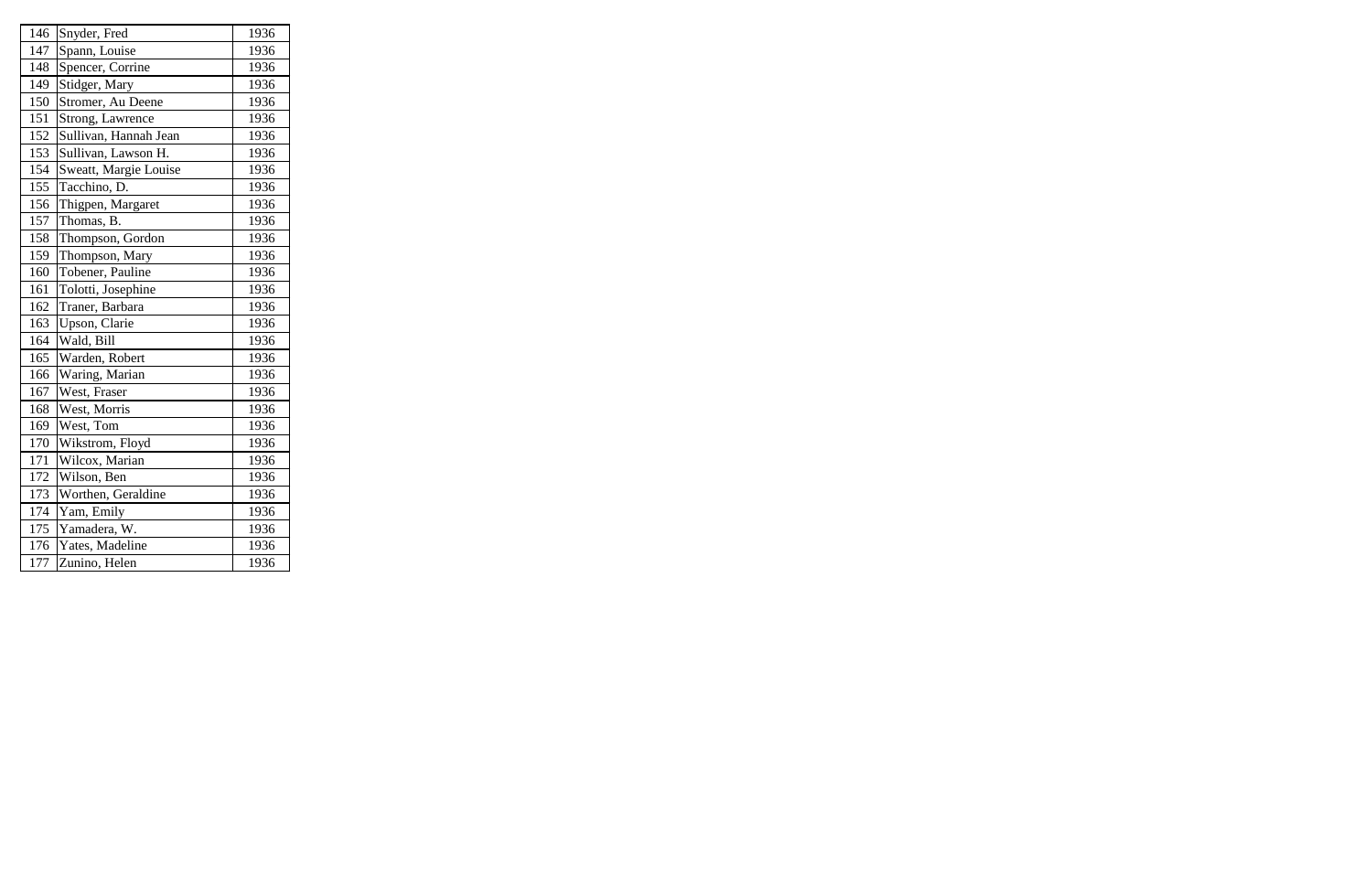| | | |
|---|---|---|
| 146 | Snyder, Fred | 1936 |
| 147 | Spann, Louise | 1936 |
| 148 | Spencer, Corrine | 1936 |
| 149 | Stidger, Mary | 1936 |
| 150 | Stromer, Au Deene | 1936 |
| 151 | Strong, Lawrence | 1936 |
| 152 | Sullivan, Hannah Jean | 1936 |
| 153 | Sullivan, Lawson H. | 1936 |
| 154 | Sweatt, Margie Louise | 1936 |
| 155 | Tacchino, D. | 1936 |
| 156 | Thigpen, Margaret | 1936 |
| 157 | Thomas, B. | 1936 |
| 158 | Thompson, Gordon | 1936 |
| 159 | Thompson, Mary | 1936 |
| 160 | Tobener, Pauline | 1936 |
| 161 | Tolotti, Josephine | 1936 |
| 162 | Traner, Barbara | 1936 |
| 163 | Upson, Clarie | 1936 |
| 164 | Wald, Bill | 1936 |
| 165 | Warden, Robert | 1936 |
| 166 | Waring, Marian | 1936 |
| 167 | West, Fraser | 1936 |
| 168 | West, Morris | 1936 |
| 169 | West, Tom | 1936 |
| 170 | Wikstrom, Floyd | 1936 |
| 171 | Wilcox, Marian | 1936 |
| 172 | Wilson, Ben | 1936 |
| 173 | Worthen, Geraldine | 1936 |
| 174 | Yam, Emily | 1936 |
| 175 | Yamadera, W. | 1936 |
| 176 | Yates, Madeline | 1936 |
| 177 | Zunino, Helen | 1936 |